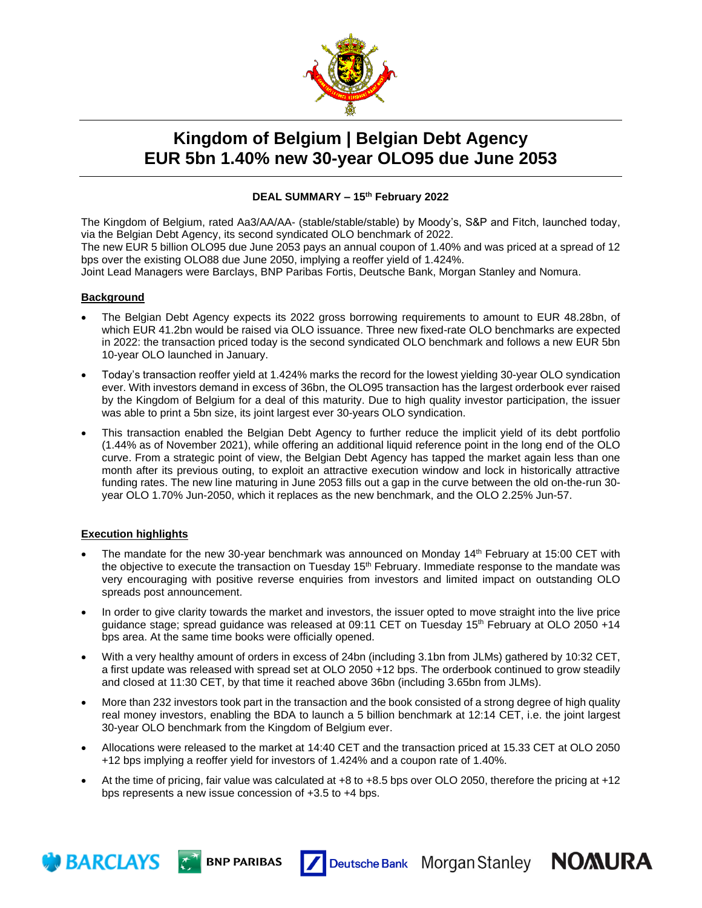# Kingdom of Belgium | Belgian Debt Agency
# EUR 5bn 1.40% new 30-year OLO95 due June 2053

**DEAL SUMMARY – 15th February 2022**

The Kingdom of Belgium, rated Aa3/AA/AA- (stable/stable/stable) by Moody's, S&P and Fitch, launched today, via the Belgian Debt Agency, its second syndicated OLO benchmark of 2022.
The new EUR 5 billion OLO95 due June 2053 pays an annual coupon of 1.40% and was priced at a spread of 12 bps over the existing OLO88 due June 2050, implying a reoffer yield of 1.424%.
Joint Lead Managers were Barclays, BNP Paribas Fortis, Deutsche Bank, Morgan Stanley and Nomura.

**Background**

- The Belgian Debt Agency expects its 2022 gross borrowing requirements to amount to EUR 48.28bn, of which EUR 41.2bn would be raised via OLO issuance. Three new fixed-rate OLO benchmarks are expected in 2022: the transaction priced today is the second syndicated OLO benchmark and follows a new EUR 5bn 10-year OLO launched in January.
- Today's transaction reoffer yield at 1.424% marks the record for the lowest yielding 30-year OLO syndication ever. With investors demand in excess of 36bn, the OLO95 transaction has the largest orderbook ever raised by the Kingdom of Belgium for a deal of this maturity. Due to high quality investor participation, the issuer was able to print a 5bn size, its joint largest ever 30-years OLO syndication.
- This transaction enabled the Belgian Debt Agency to further reduce the implicit yield of its debt portfolio (1.44% as of November 2021), while offering an additional liquid reference point in the long end of the OLO curve. From a strategic point of view, the Belgian Debt Agency has tapped the market again less than one month after its previous outing, to exploit an attractive execution window and lock in historically attractive funding rates. The new line maturing in June 2053 fills out a gap in the curve between the old on-the-run 30-year OLO 1.70% Jun-2050, which it replaces as the new benchmark, and the OLO 2.25% Jun-57.

**Execution highlights**

- The mandate for the new 30-year benchmark was announced on Monday 14th February at 15:00 CET with the objective to execute the transaction on Tuesday 15th February. Immediate response to the mandate was very encouraging with positive reverse enquiries from investors and limited impact on outstanding OLO spreads post announcement.
- In order to give clarity towards the market and investors, the issuer opted to move straight into the live price guidance stage; spread guidance was released at 09:11 CET on Tuesday 15th February at OLO 2050 +14 bps area. At the same time books were officially opened.
- With a very healthy amount of orders in excess of 24bn (including 3.1bn from JLMs) gathered by 10:32 CET, a first update was released with spread set at OLO 2050 +12 bps. The orderbook continued to grow steadily and closed at 11:30 CET, by that time it reached above 36bn (including 3.65bn from JLMs).
- More than 232 investors took part in the transaction and the book consisted of a strong degree of high quality real money investors, enabling the BDA to launch a 5 billion benchmark at 12:14 CET, i.e. the joint largest 30-year OLO benchmark from the Kingdom of Belgium ever.
- Allocations were released to the market at 14:40 CET and the transaction priced at 15.33 CET at OLO 2050 +12 bps implying a reoffer yield for investors of 1.424% and a coupon rate of 1.40%.
- At the time of pricing, fair value was calculated at +8 to +8.5 bps over OLO 2050, therefore the pricing at +12 bps represents a new issue concession of +3.5 to +4 bps.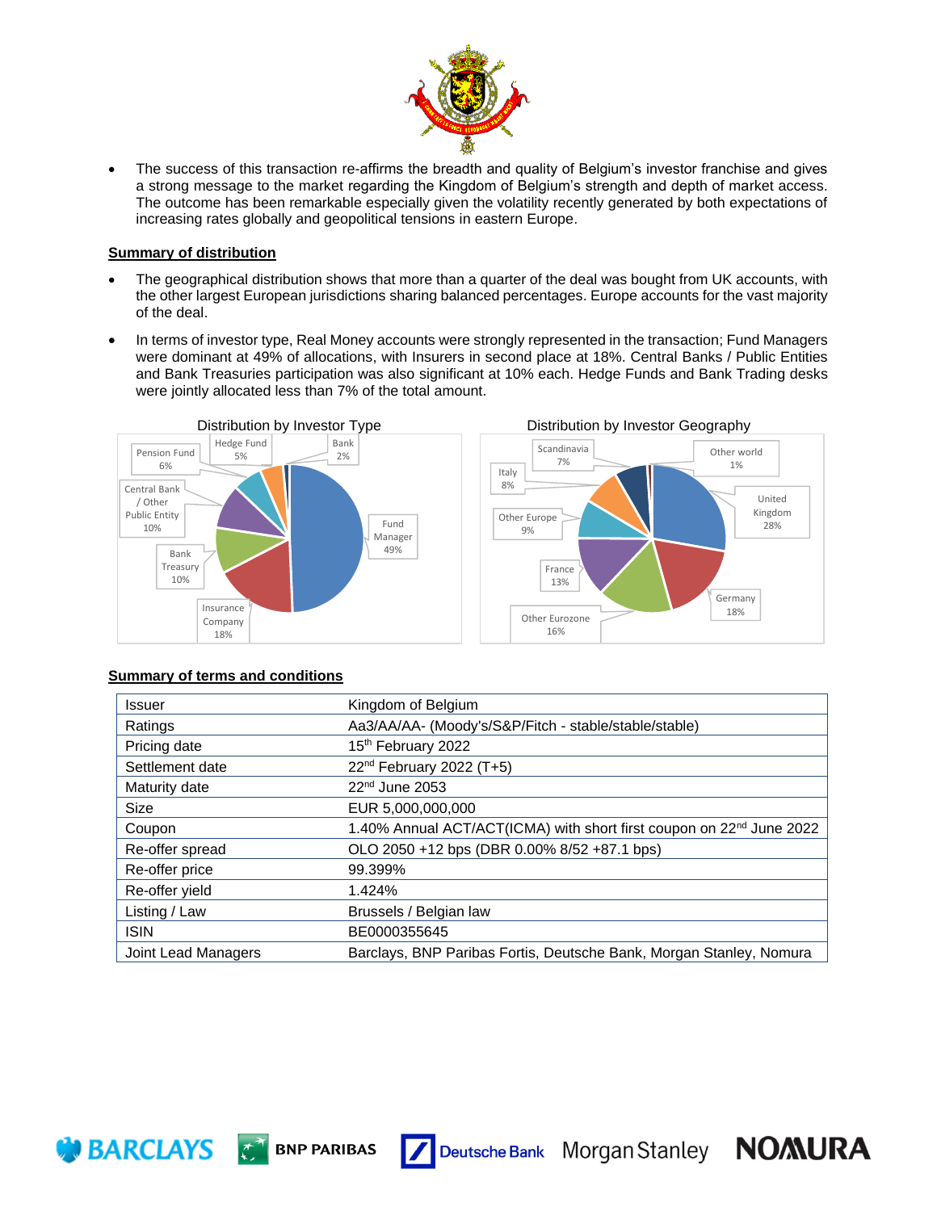- The success of this transaction re-affirms the breadth and quality of Belgium's investor franchise and gives a strong message to the market regarding the Kingdom of Belgium's strength and depth of market access. The outcome has been remarkable especially given the volatility recently generated by both expectations of increasing rates globally and geopolitical tensions in eastern Europe.

**Summary of distribution**

- The geographical distribution shows that more than a quarter of the deal was bought from UK accounts, with the other largest European jurisdictions sharing balanced percentages. Europe accounts for the vast majority of the deal.
- In terms of investor type, Real Money accounts were strongly represented in the transaction; Fund Managers were dominant at 49% of allocations, with Insurers in second place at 18%. Central Banks / Public Entities and Bank Treasuries participation was also significant at 10% each. Hedge Funds and Bank Trading desks were jointly allocated less than 7% of the total amount.

Distribution by Investor Type

Fund Manager 49%
Insurance Company 18%
Bank Treasury 10%
Central Bank / Other Public Entity 10%
Pension Fund 6%
Hedge Fund 5%
Bank 2%

Distribution by Investor Geography

United Kingdom 28%
Germany 18%
Other Eurozone 16%
France 13%
Other Europe 9%
Italy 8%
Scandinavia 7%
Other world 1%

**Summary of terms and conditions**

| | |
|---|---|
| Issuer | Kingdom of Belgium |
| Ratings | Aa3/AA/AA- (Moody's/S&P/Fitch - stable/stable/stable) |
| Pricing date | 15th February 2022 |
| Settlement date | 22nd February 2022 (T+5) |
| Maturity date | 22nd June 2053 |
| Size | EUR 5,000,000,000 |
| Coupon | 1.40% Annual ACT/ACT(ICMA) with short first coupon on 22nd June 2022 |
| Re-offer spread | OLO 2050 +12 bps (DBR 0.00% 8/52 +87.1 bps) |
| Re-offer price | 99.399% |
| Re-offer yield | 1.424% |
| Listing / Law | Brussels / Belgian law |
| ISIN | BE0000355645 |
| Joint Lead Managers | Barclays, BNP Paribas Fortis, Deutsche Bank, Morgan Stanley, Nomura |